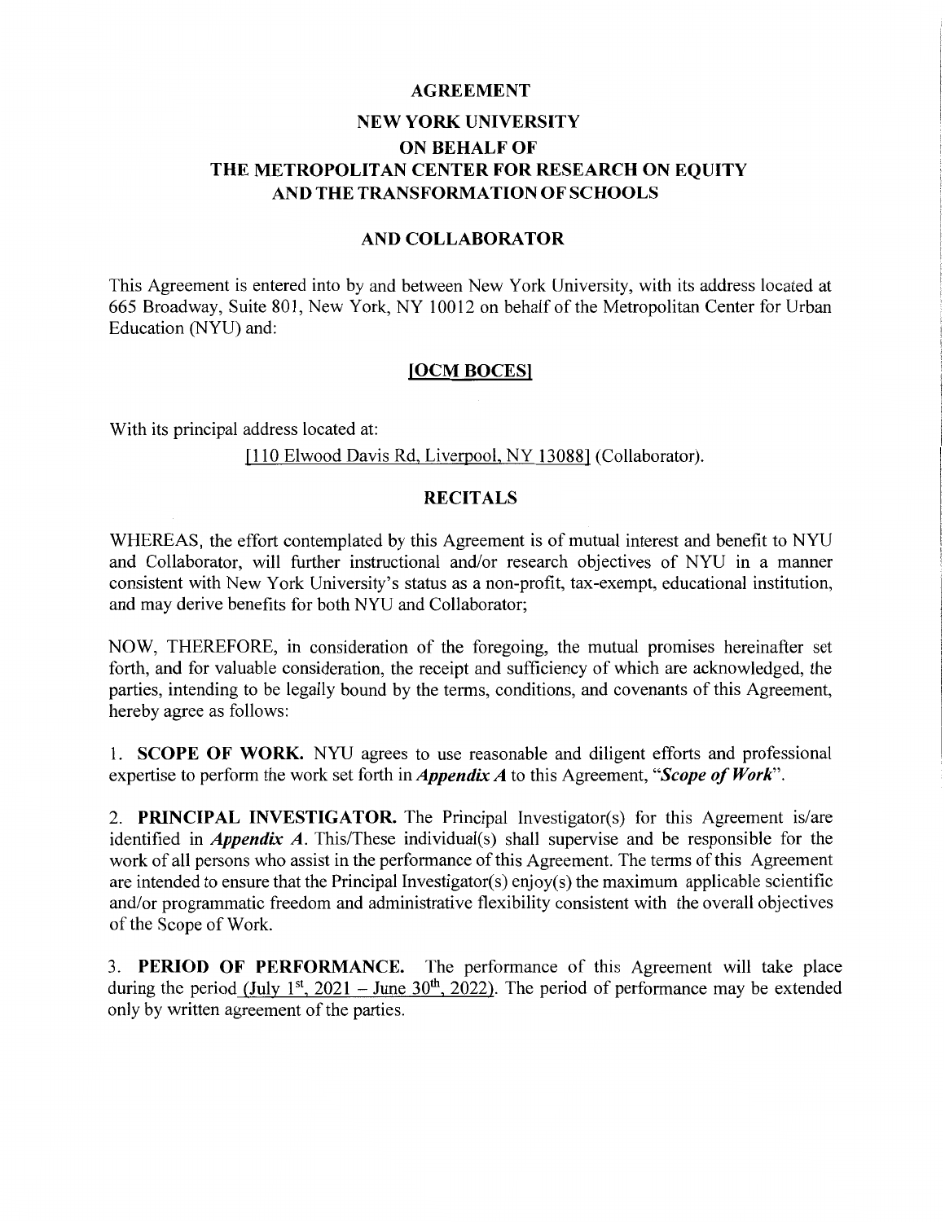# AGREEMENT

## NEW YORK UNIVERSITY
## ON BEHALF OF
## THE METROPOLITAN CENTER FOR RESEARCH ON EQUITY AND THE TRANSFORMATION OF SCHOOLS

## AND COLLABORATOR

This Agreement is entered into by and between New York University, with its address located at 665 Broadway, Suite 801, New York, NY 10012 on behalf of the Metropolitan Center for Urban Education (NYU) and:

**[OCM BOCES]**

With its principal address located at:

[110 Elwood Davis Rd, Liverpool, NY 13088] (Collaborator).

## RECITALS

WHEREAS, the effort contemplated by this Agreement is of mutual interest and benefit to NYU and Collaborator, will further instructional and/or research objectives of NYU in a manner consistent with New York University's status as a non-profit, tax-exempt, educational institution, and may derive benefits for both NYU and Collaborator;

NOW, THEREFORE, in consideration of the foregoing, the mutual promises hereinafter set forth, and for valuable consideration, the receipt and sufficiency of which are acknowledged, the parties, intending to be legally bound by the terms, conditions, and covenants of this Agreement, hereby agree as follows:

1. **SCOPE OF WORK.** NYU agrees to use reasonable and diligent efforts and professional expertise to perform the work set forth in ***Appendix A*** to this Agreement, "***Scope of Work***".

2. **PRINCIPAL INVESTIGATOR.** The Principal Investigator(s) for this Agreement is/are identified in ***Appendix A***. This/These individual(s) shall supervise and be responsible for the work of all persons who assist in the performance of this Agreement. The terms of this Agreement are intended to ensure that the Principal Investigator(s) enjoy(s) the maximum applicable scientific and/or programmatic freedom and administrative flexibility consistent with the overall objectives of the Scope of Work.

3. **PERIOD OF PERFORMANCE.** The performance of this Agreement will take place during the period (July 1st, 2021 – June 30th, 2022). The period of performance may be extended only by written agreement of the parties.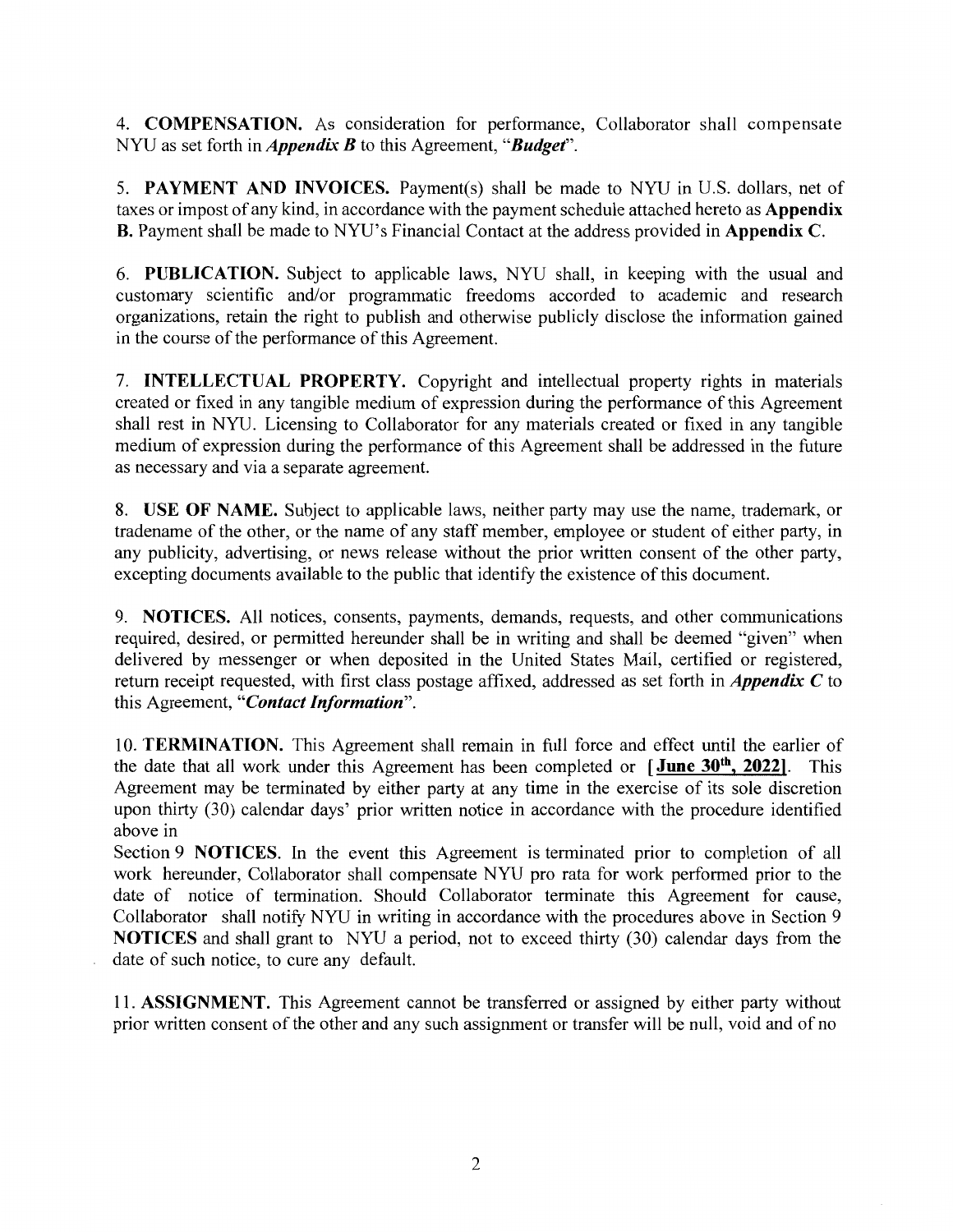4. **COMPENSATION.** As consideration for performance, Collaborator shall compensate NYU as set forth in ***Appendix B*** to this Agreement, "***Budget***".

5. **PAYMENT AND INVOICES.** Payment(s) shall be made to NYU in U.S. dollars, net of taxes or impost of any kind, in accordance with the payment schedule attached hereto as **Appendix B.** Payment shall be made to NYU's Financial Contact at the address provided in **Appendix C.**

6. **PUBLICATION.** Subject to applicable laws, NYU shall, in keeping with the usual and customary scientific and/or programmatic freedoms accorded to academic and research organizations, retain the right to publish and otherwise publicly disclose the information gained in the course of the performance of this Agreement.

7. **INTELLECTUAL PROPERTY.** Copyright and intellectual property rights in materials created or fixed in any tangible medium of expression during the performance of this Agreement shall rest in NYU. Licensing to Collaborator for any materials created or fixed in any tangible medium of expression during the performance of this Agreement shall be addressed in the future as necessary and via a separate agreement.

8. **USE OF NAME.** Subject to applicable laws, neither party may use the name, trademark, or tradename of the other, or the name of any staff member, employee or student of either party, in any publicity, advertising, or news release without the prior written consent of the other party, excepting documents available to the public that identify the existence of this document.

9. **NOTICES.** All notices, consents, payments, demands, requests, and other communications required, desired, or permitted hereunder shall be in writing and shall be deemed "given" when delivered by messenger or when deposited in the United States Mail, certified or registered, return receipt requested, with first class postage affixed, addressed as set forth in ***Appendix C*** to this Agreement, "***Contact Information***".

10. **TERMINATION.** This Agreement shall remain in full force and effect until the earlier of the date that all work under this Agreement has been completed or **[ June 30th, 2022]**. This Agreement may be terminated by either party at any time in the exercise of its sole discretion upon thirty (30) calendar days' prior written notice in accordance with the procedure identified above in Section 9 **NOTICES**. In the event this Agreement is terminated prior to completion of all work hereunder, Collaborator shall compensate NYU pro rata for work performed prior to the date of notice of termination. Should Collaborator terminate this Agreement for cause, Collaborator shall notify NYU in writing in accordance with the procedures above in Section 9 **NOTICES** and shall grant to NYU a period, not to exceed thirty (30) calendar days from the date of such notice, to cure any default.

11. **ASSIGNMENT.** This Agreement cannot be transferred or assigned by either party without prior written consent of the other and any such assignment or transfer will be null, void and of no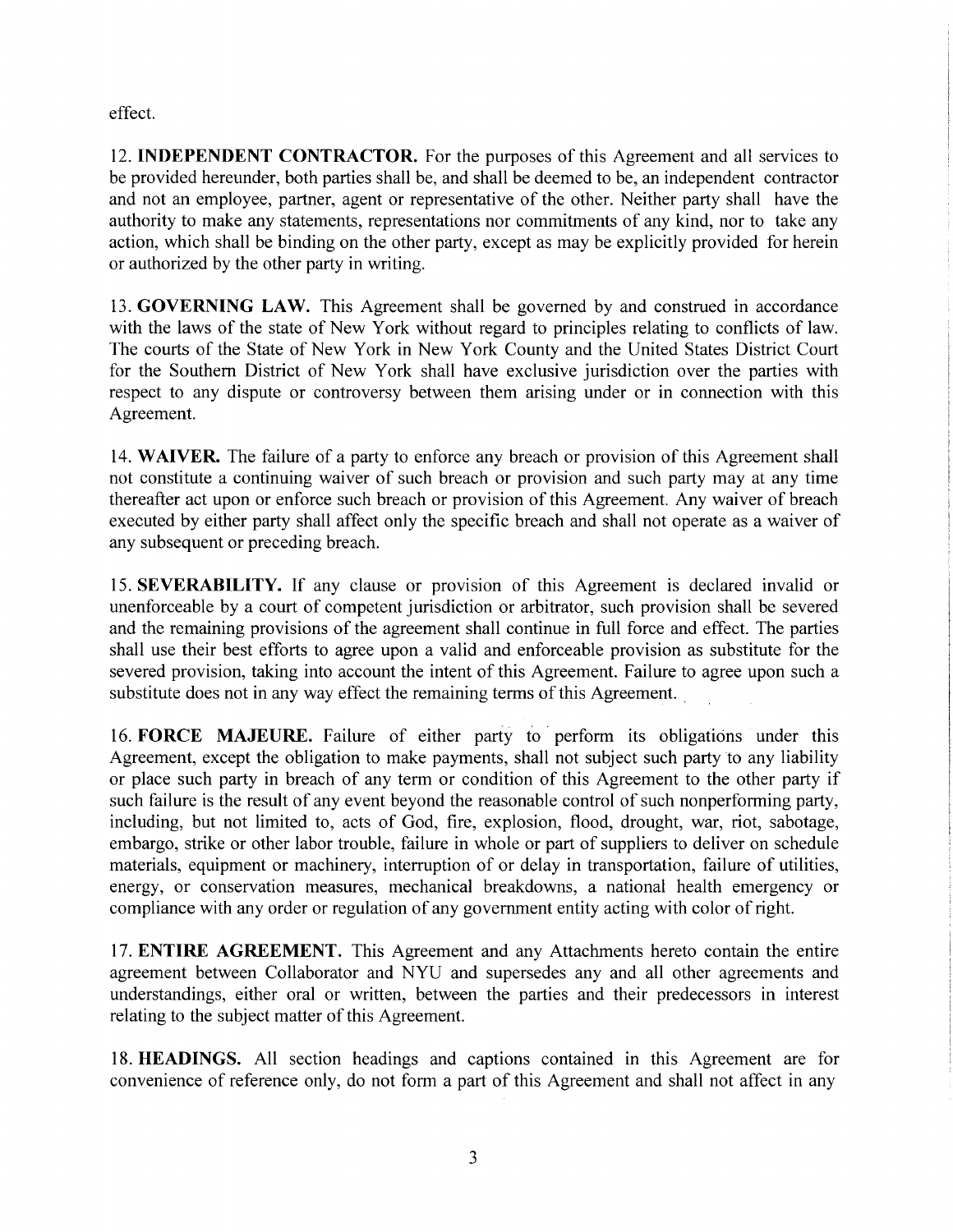effect.

12. **INDEPENDENT CONTRACTOR.** For the purposes of this Agreement and all services to be provided hereunder, both parties shall be, and shall be deemed to be, an independent contractor and not an employee, partner, agent or representative of the other. Neither party shall have the authority to make any statements, representations nor commitments of any kind, nor to take any action, which shall be binding on the other party, except as may be explicitly provided for herein or authorized by the other party in writing.

13. **GOVERNING LAW.** This Agreement shall be governed by and construed in accordance with the laws of the state of New York without regard to principles relating to conflicts of law. The courts of the State of New York in New York County and the United States District Court for the Southern District of New York shall have exclusive jurisdiction over the parties with respect to any dispute or controversy between them arising under or in connection with this Agreement.

14. **WAIVER.** The failure of a party to enforce any breach or provision of this Agreement shall not constitute a continuing waiver of such breach or provision and such party may at any time thereafter act upon or enforce such breach or provision of this Agreement. Any waiver of breach executed by either party shall affect only the specific breach and shall not operate as a waiver of any subsequent or preceding breach.

15. **SEVERABILITY.** If any clause or provision of this Agreement is declared invalid or unenforceable by a court of competent jurisdiction or arbitrator, such provision shall be severed and the remaining provisions of the agreement shall continue in full force and effect. The parties shall use their best efforts to agree upon a valid and enforceable provision as substitute for the severed provision, taking into account the intent of this Agreement. Failure to agree upon such a substitute does not in any way effect the remaining terms of this Agreement.

16. **FORCE MAJEURE.** Failure of either party to perform its obligations under this Agreement, except the obligation to make payments, shall not subject such party to any liability or place such party in breach of any term or condition of this Agreement to the other party if such failure is the result of any event beyond the reasonable control of such nonperforming party, including, but not limited to, acts of God, fire, explosion, flood, drought, war, riot, sabotage, embargo, strike or other labor trouble, failure in whole or part of suppliers to deliver on schedule materials, equipment or machinery, interruption of or delay in transportation, failure of utilities, energy, or conservation measures, mechanical breakdowns, a national health emergency or compliance with any order or regulation of any government entity acting with color of right.

17. **ENTIRE AGREEMENT.** This Agreement and any Attachments hereto contain the entire agreement between Collaborator and NYU and supersedes any and all other agreements and understandings, either oral or written, between the parties and their predecessors in interest relating to the subject matter of this Agreement.

18. **HEADINGS.** All section headings and captions contained in this Agreement are for convenience of reference only, do not form a part of this Agreement and shall not affect in any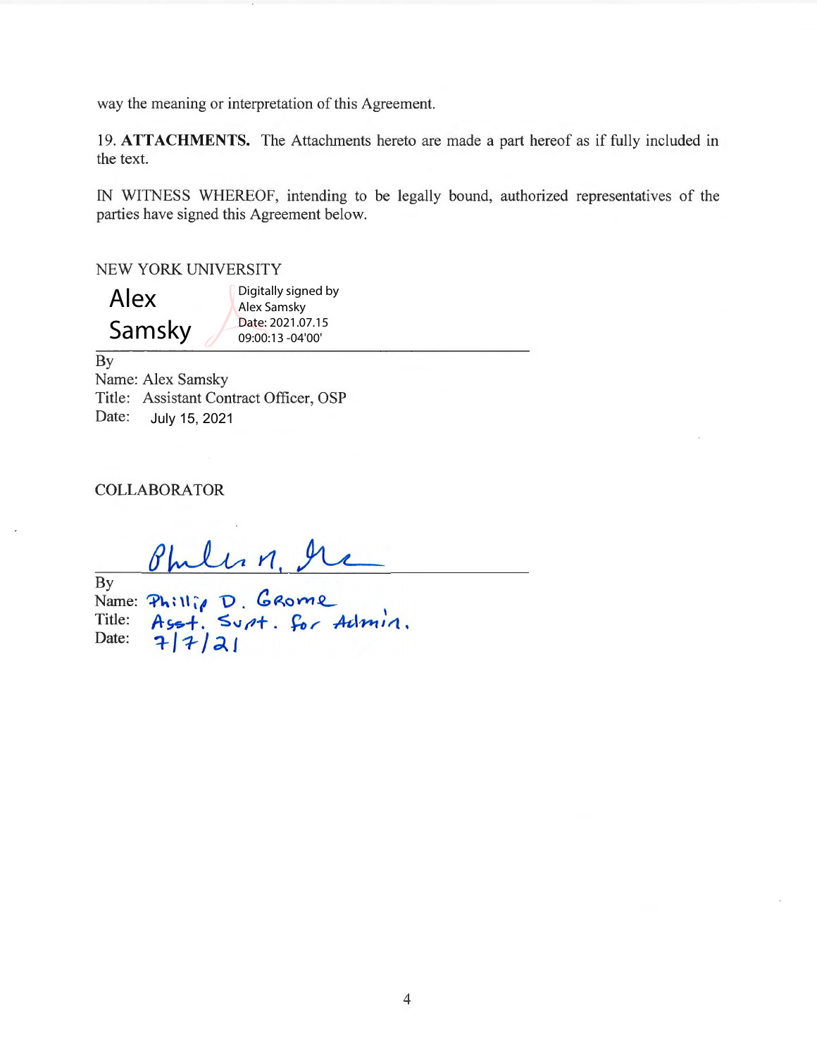way the meaning or interpretation of this Agreement.

19. **ATTACHMENTS.** The Attachments hereto are made a part hereof as if fully included in the text.

IN WITNESS WHEREOF, intending to be legally bound, authorized representatives of the parties have signed this Agreement below.

NEW YORK UNIVERSITY

Alex Samsky — Digitally signed by Alex Samsky Date: 2021.07.15 09:00:13 -04'00'

By
Name: Alex Samsky
Title: Assistant Contract Officer, OSP
Date: July 15, 2021

COLLABORATOR

By
Name: Phillip D. Grome
Title: Asst. Supt. for Admin.
Date: 7/7/21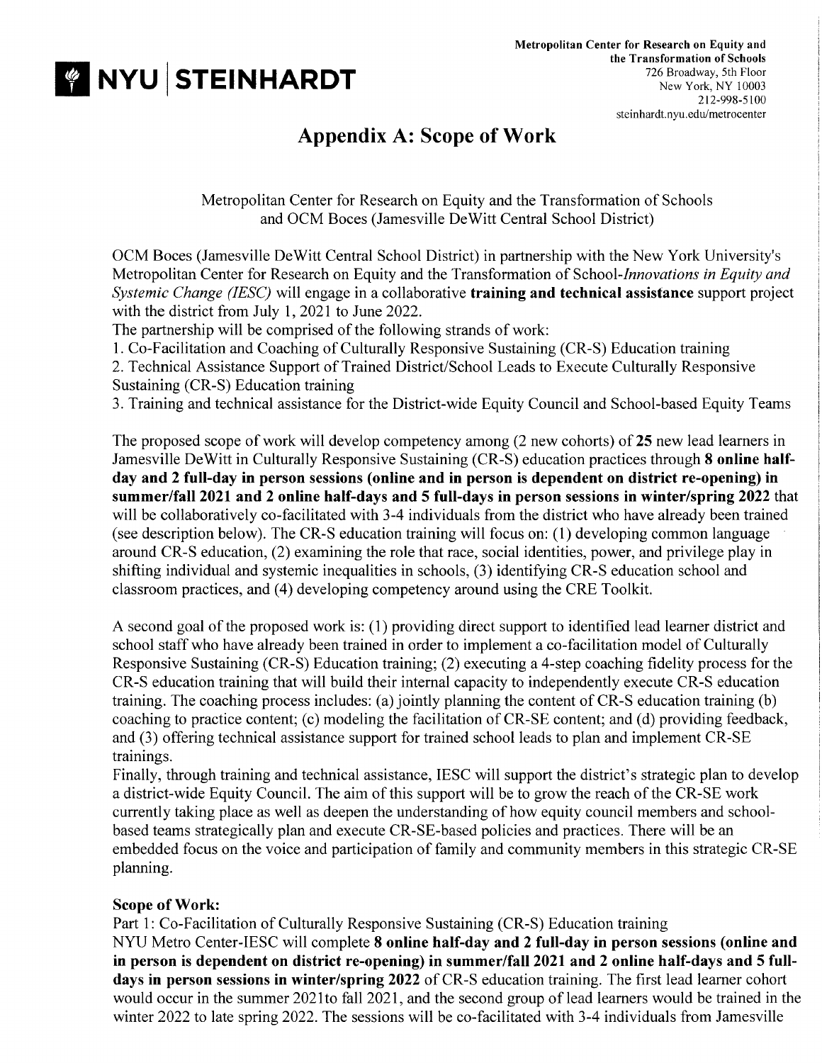**NYU | STEINHARDT**

Metropolitan Center for Research on Equity and the Transformation of Schools
726 Broadway, 5th Floor
New York, NY 10003
212-998-5100
steinhardt.nyu.edu/metrocenter

# Appendix A: Scope of Work

Metropolitan Center for Research on Equity and the Transformation of Schools and OCM Boces (Jamesville DeWitt Central School District)

OCM Boces (Jamesville DeWitt Central School District) in partnership with the New York University's Metropolitan Center for Research on Equity and the Transformation of School-*Innovations in Equity and Systemic Change (IESC)* will engage in a collaborative **training and technical assistance** support project with the district from July 1, 2021 to June 2022.

The partnership will be comprised of the following strands of work:

1. Co-Facilitation and Coaching of Culturally Responsive Sustaining (CR-S) Education training
2. Technical Assistance Support of Trained District/School Leads to Execute Culturally Responsive Sustaining (CR-S) Education training
3. Training and technical assistance for the District-wide Equity Council and School-based Equity Teams

The proposed scope of work will develop competency among (2 new cohorts) of **25** new lead learners in Jamesville DeWitt in Culturally Responsive Sustaining (CR-S) education practices through **8 online half-day and 2 full-day in person sessions (online and in person is dependent on district re-opening) in summer/fall 2021 and 2 online half-days and 5 full-days in person sessions in winter/spring 2022** that will be collaboratively co-facilitated with 3-4 individuals from the district who have already been trained (see description below). The CR-S education training will focus on: (1) developing common language around CR-S education, (2) examining the role that race, social identities, power, and privilege play in shifting individual and systemic inequalities in schools, (3) identifying CR-S education school and classroom practices, and (4) developing competency around using the CRE Toolkit.

A second goal of the proposed work is: (1) providing direct support to identified lead learner district and school staff who have already been trained in order to implement a co-facilitation model of Culturally Responsive Sustaining (CR-S) Education training; (2) executing a 4-step coaching fidelity process for the CR-S education training that will build their internal capacity to independently execute CR-S education training. The coaching process includes: (a) jointly planning the content of CR-S education training (b) coaching to practice content; (c) modeling the facilitation of CR-SE content; and (d) providing feedback, and (3) offering technical assistance support for trained school leads to plan and implement CR-SE trainings.

Finally, through training and technical assistance, IESC will support the district's strategic plan to develop a district-wide Equity Council. The aim of this support will be to grow the reach of the CR-SE work currently taking place as well as deepen the understanding of how equity council members and school-based teams strategically plan and execute CR-SE-based policies and practices. There will be an embedded focus on the voice and participation of family and community members in this strategic CR-SE planning.

**Scope of Work:**

Part 1: Co-Facilitation of Culturally Responsive Sustaining (CR-S) Education training

NYU Metro Center-IESC will complete **8 online half-day and 2 full-day in person sessions (online and in person is dependent on district re-opening) in summer/fall 2021 and 2 online half-days and 5 full-days in person sessions in winter/spring 2022** of CR-S education training. The first lead learner cohort would occur in the summer 2021to fall 2021, and the second group of lead learners would be trained in the winter 2022 to late spring 2022. The sessions will be co-facilitated with 3-4 individuals from Jamesville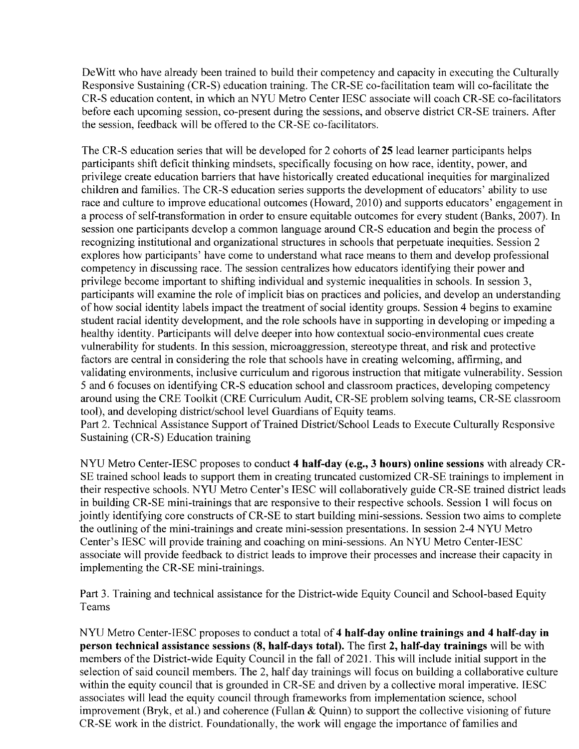DeWitt who have already been trained to build their competency and capacity in executing the Culturally Responsive Sustaining (CR-S) education training. The CR-SE co-facilitation team will co-facilitate the CR-S education content, in which an NYU Metro Center IESC associate will coach CR-SE co-facilitators before each upcoming session, co-present during the sessions, and observe district CR-SE trainers. After the session, feedback will be offered to the CR-SE co-facilitators.

The CR-S education series that will be developed for 2 cohorts of **25** lead learner participants helps participants shift deficit thinking mindsets, specifically focusing on how race, identity, power, and privilege create education barriers that have historically created educational inequities for marginalized children and families. The CR-S education series supports the development of educators' ability to use race and culture to improve educational outcomes (Howard, 2010) and supports educators' engagement in a process of self-transformation in order to ensure equitable outcomes for every student (Banks, 2007). In session one participants develop a common language around CR-S education and begin the process of recognizing institutional and organizational structures in schools that perpetuate inequities. Session 2 explores how participants' have come to understand what race means to them and develop professional competency in discussing race. The session centralizes how educators identifying their power and privilege become important to shifting individual and systemic inequalities in schools. In session 3, participants will examine the role of implicit bias on practices and policies, and develop an understanding of how social identity labels impact the treatment of social identity groups. Session 4 begins to examine student racial identity development, and the role schools have in supporting in developing or impeding a healthy identity. Participants will delve deeper into how contextual socio-environmental cues create vulnerability for students. In this session, microaggression, stereotype threat, and risk and protective factors are central in considering the role that schools have in creating welcoming, affirming, and validating environments, inclusive curriculum and rigorous instruction that mitigate vulnerability. Session 5 and 6 focuses on identifying CR-S education school and classroom practices, developing competency around using the CRE Toolkit (CRE Curriculum Audit, CR-SE problem solving teams, CR-SE classroom tool), and developing district/school level Guardians of Equity teams.

Part 2. Technical Assistance Support of Trained District/School Leads to Execute Culturally Responsive Sustaining (CR-S) Education training

NYU Metro Center-IESC proposes to conduct **4 half-day (e.g., 3 hours) online sessions** with already CR-SE trained school leads to support them in creating truncated customized CR-SE trainings to implement in their respective schools. NYU Metro Center's IESC will collaboratively guide CR-SE trained district leads in building CR-SE mini-trainings that are responsive to their respective schools. Session 1 will focus on jointly identifying core constructs of CR-SE to start building mini-sessions. Session two aims to complete the outlining of the mini-trainings and create mini-session presentations. In session 2-4 NYU Metro Center's IESC will provide training and coaching on mini-sessions. An NYU Metro Center-IESC associate will provide feedback to district leads to improve their processes and increase their capacity in implementing the CR-SE mini-trainings.

Part 3. Training and technical assistance for the District-wide Equity Council and School-based Equity Teams

NYU Metro Center-IESC proposes to conduct a total of **4 half-day online trainings and 4 half-day in person technical assistance sessions (8, half-days total).** The first **2, half-day trainings** will be with members of the District-wide Equity Council in the fall of 2021. This will include initial support in the selection of said council members. The 2, half day trainings will focus on building a collaborative culture within the equity council that is grounded in CR-SE and driven by a collective moral imperative. IESC associates will lead the equity council through frameworks from implementation science, school improvement (Bryk, et al.) and coherence (Fullan & Quinn) to support the collective visioning of future CR-SE work in the district. Foundationally, the work will engage the importance of families and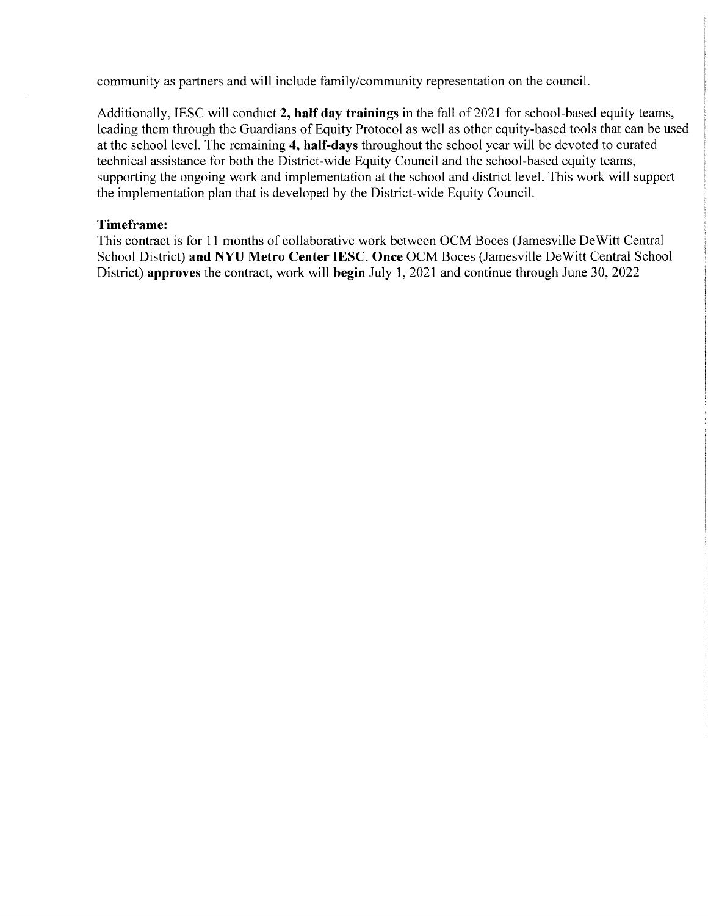community as partners and will include family/community representation on the council.

Additionally, IESC will conduct **2, half day trainings** in the fall of 2021 for school-based equity teams, leading them through the Guardians of Equity Protocol as well as other equity-based tools that can be used at the school level. The remaining **4, half-days** throughout the school year will be devoted to curated technical assistance for both the District-wide Equity Council and the school-based equity teams, supporting the ongoing work and implementation at the school and district level. This work will support the implementation plan that is developed by the District-wide Equity Council.

**Timeframe:**

This contract is for 11 months of collaborative work between OCM Boces (Jamesville DeWitt Central School District) **and NYU Metro Center IESC**. **Once** OCM Boces (Jamesville DeWitt Central School District) **approves** the contract, work will **begin** July 1, 2021 and continue through June 30, 2022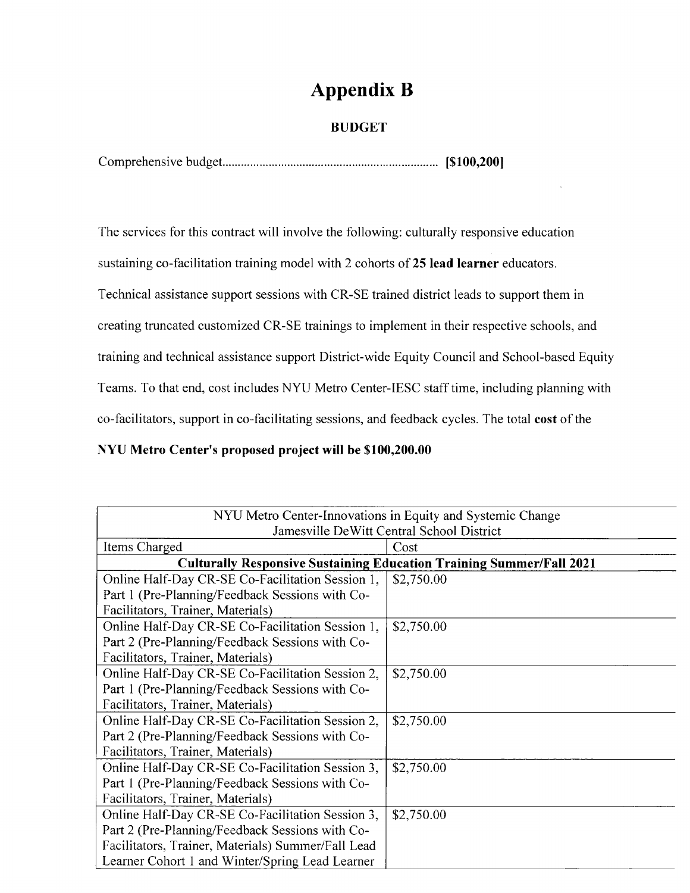# Appendix B

## BUDGET

Comprehensive budget...................................................................... **[$100,200]**

The services for this contract will involve the following: culturally responsive education sustaining co-facilitation training model with 2 cohorts of **25 lead learner** educators. Technical assistance support sessions with CR-SE trained district leads to support them in creating truncated customized CR-SE trainings to implement in their respective schools, and training and technical assistance support District-wide Equity Council and School-based Equity Teams. To that end, cost includes NYU Metro Center-IESC staff time, including planning with co-facilitators, support in co-facilitating sessions, and feedback cycles. The total **cost** of the **NYU Metro Center's proposed project will be $100,200.00**

| NYU Metro Center-Innovations in Equity and Systemic Change<br>Jamesville DeWitt Central School District | |
|---|---|
| Items Charged | Cost |
| **Culturally Responsive Sustaining Education Training Summer/Fall 2021** | |
| Online Half-Day CR-SE Co-Facilitation Session 1, Part 1 (Pre-Planning/Feedback Sessions with Co-Facilitators, Trainer, Materials) | $2,750.00 |
| Online Half-Day CR-SE Co-Facilitation Session 1, Part 2 (Pre-Planning/Feedback Sessions with Co-Facilitators, Trainer, Materials) | $2,750.00 |
| Online Half-Day CR-SE Co-Facilitation Session 2, Part 1 (Pre-Planning/Feedback Sessions with Co-Facilitators, Trainer, Materials) | $2,750.00 |
| Online Half-Day CR-SE Co-Facilitation Session 2, Part 2 (Pre-Planning/Feedback Sessions with Co-Facilitators, Trainer, Materials) | $2,750.00 |
| Online Half-Day CR-SE Co-Facilitation Session 3, Part 1 (Pre-Planning/Feedback Sessions with Co-Facilitators, Trainer, Materials) | $2,750.00 |
| Online Half-Day CR-SE Co-Facilitation Session 3, Part 2 (Pre-Planning/Feedback Sessions with Co-Facilitators, Trainer, Materials) Summer/Fall Lead Learner Cohort 1 and Winter/Spring Lead Learner | $2,750.00 |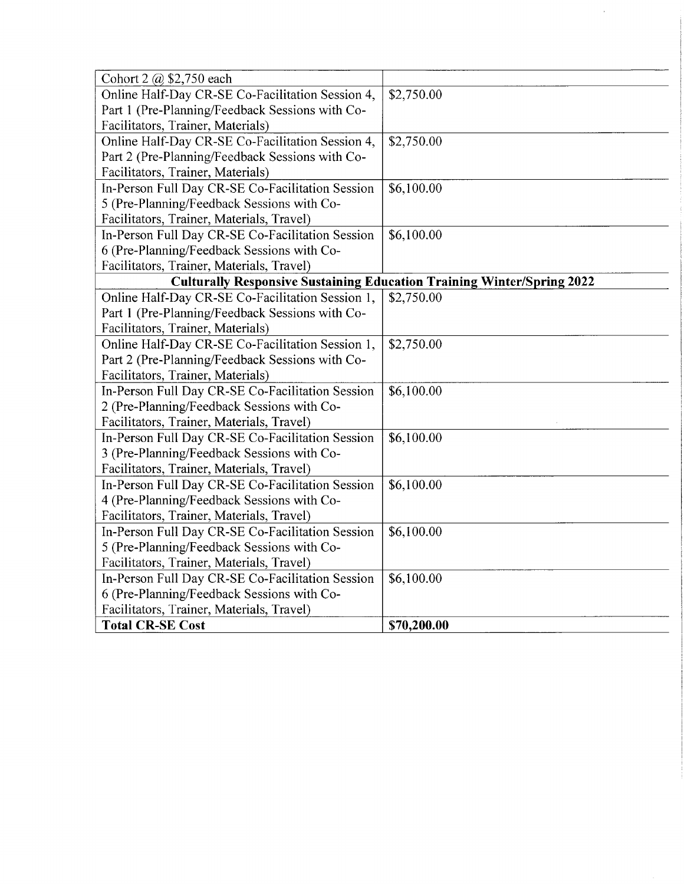| | |
|---|---|
| Cohort 2 @ $2,750 each | |
| Online Half-Day CR-SE Co-Facilitation Session 4, Part 1 (Pre-Planning/Feedback Sessions with Co-Facilitators, Trainer, Materials) | $2,750.00 |
| Online Half-Day CR-SE Co-Facilitation Session 4, Part 2 (Pre-Planning/Feedback Sessions with Co-Facilitators, Trainer, Materials) | $2,750.00 |
| In-Person Full Day CR-SE Co-Facilitation Session 5 (Pre-Planning/Feedback Sessions with Co-Facilitators, Trainer, Materials, Travel) | $6,100.00 |
| In-Person Full Day CR-SE Co-Facilitation Session 6 (Pre-Planning/Feedback Sessions with Co-Facilitators, Trainer, Materials, Travel) | $6,100.00 |
| **Culturally Responsive Sustaining Education Training Winter/Spring 2022** | |
| Online Half-Day CR-SE Co-Facilitation Session 1, Part 1 (Pre-Planning/Feedback Sessions with Co-Facilitators, Trainer, Materials) | $2,750.00 |
| Online Half-Day CR-SE Co-Facilitation Session 1, Part 2 (Pre-Planning/Feedback Sessions with Co-Facilitators, Trainer, Materials) | $2,750.00 |
| In-Person Full Day CR-SE Co-Facilitation Session 2 (Pre-Planning/Feedback Sessions with Co-Facilitators, Trainer, Materials, Travel) | $6,100.00 |
| In-Person Full Day CR-SE Co-Facilitation Session 3 (Pre-Planning/Feedback Sessions with Co-Facilitators, Trainer, Materials, Travel) | $6,100.00 |
| In-Person Full Day CR-SE Co-Facilitation Session 4 (Pre-Planning/Feedback Sessions with Co-Facilitators, Trainer, Materials, Travel) | $6,100.00 |
| In-Person Full Day CR-SE Co-Facilitation Session 5 (Pre-Planning/Feedback Sessions with Co-Facilitators, Trainer, Materials, Travel) | $6,100.00 |
| In-Person Full Day CR-SE Co-Facilitation Session 6 (Pre-Planning/Feedback Sessions with Co-Facilitators, Trainer, Materials, Travel) | $6,100.00 |
| **Total CR-SE Cost** | **$70,200.00** |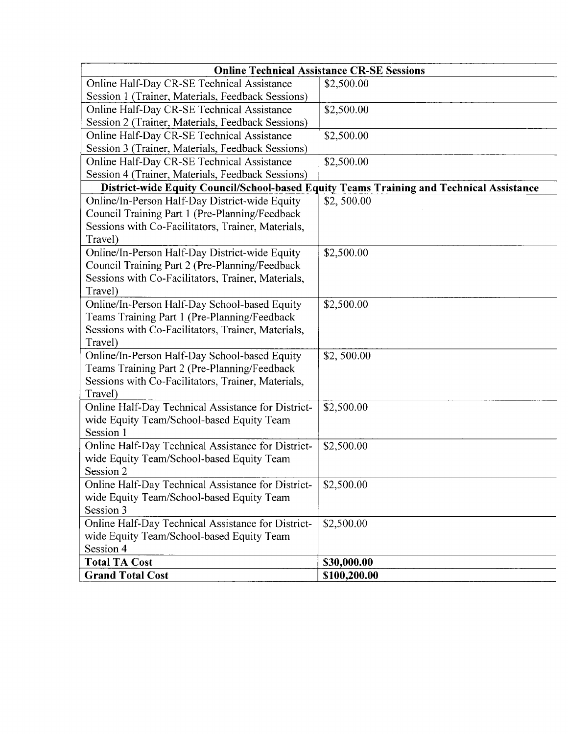| | |
|---|---|
| **Online Technical Assistance CR-SE Sessions** | |
| Online Half-Day CR-SE Technical Assistance Session 1 (Trainer, Materials, Feedback Sessions) | $2,500.00 |
| Online Half-Day CR-SE Technical Assistance Session 2 (Trainer, Materials, Feedback Sessions) | $2,500.00 |
| Online Half-Day CR-SE Technical Assistance Session 3 (Trainer, Materials, Feedback Sessions) | $2,500.00 |
| Online Half-Day CR-SE Technical Assistance Session 4 (Trainer, Materials, Feedback Sessions) | $2,500.00 |
| **District-wide Equity Council/School-based Equity Teams Training and Technical Assistance** | |
| Online/In-Person Half-Day District-wide Equity Council Training Part 1 (Pre-Planning/Feedback Sessions with Co-Facilitators, Trainer, Materials, Travel) | $2, 500.00 |
| Online/In-Person Half-Day District-wide Equity Council Training Part 2 (Pre-Planning/Feedback Sessions with Co-Facilitators, Trainer, Materials, Travel) | $2,500.00 |
| Online/In-Person Half-Day School-based Equity Teams Training Part 1 (Pre-Planning/Feedback Sessions with Co-Facilitators, Trainer, Materials, Travel) | $2,500.00 |
| Online/In-Person Half-Day School-based Equity Teams Training Part 2 (Pre-Planning/Feedback Sessions with Co-Facilitators, Trainer, Materials, Travel) | $2, 500.00 |
| Online Half-Day Technical Assistance for District-wide Equity Team/School-based Equity Team Session 1 | $2,500.00 |
| Online Half-Day Technical Assistance for District-wide Equity Team/School-based Equity Team Session 2 | $2,500.00 |
| Online Half-Day Technical Assistance for District-wide Equity Team/School-based Equity Team Session 3 | $2,500.00 |
| Online Half-Day Technical Assistance for District-wide Equity Team/School-based Equity Team Session 4 | $2,500.00 |
| **Total TA Cost** | **$30,000.00** |
| **Grand Total Cost** | **$100,200.00** |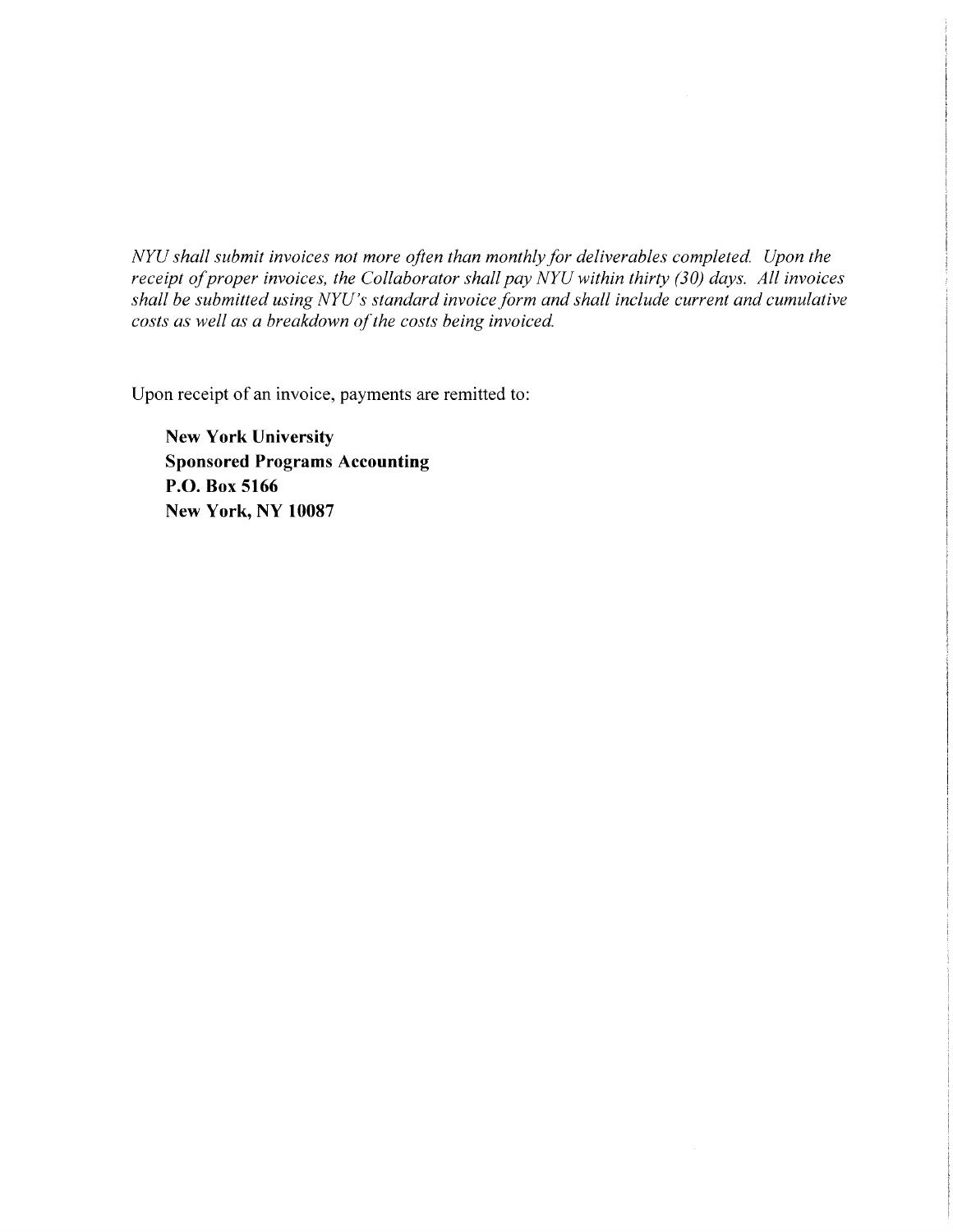*NYU shall submit invoices not more often than monthly for deliverables completed. Upon the receipt of proper invoices, the Collaborator shall pay NYU within thirty (30) days. All invoices shall be submitted using NYU's standard invoice form and shall include current and cumulative costs as well as a breakdown of the costs being invoiced.*

Upon receipt of an invoice, payments are remitted to:

**New York University**
**Sponsored Programs Accounting**
**P.O. Box 5166**
**New York, NY 10087**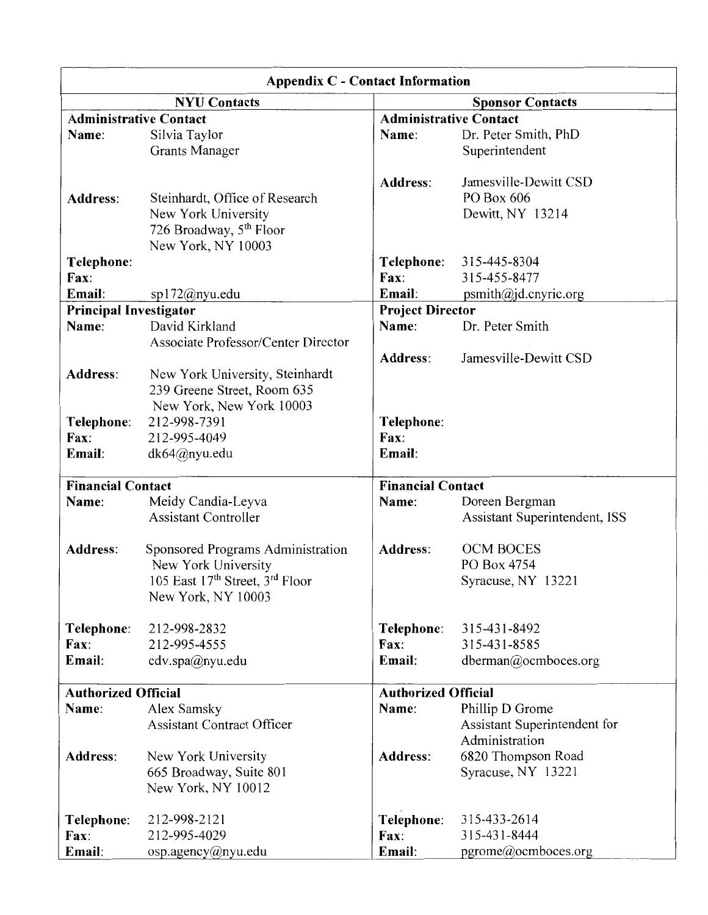| Appendix C - Contact Information | | | |
|---|---|---|---|
| **NYU Contacts** | | **Sponsor Contacts** | |
| **Administrative Contact** | | **Administrative Contact** | |
| **Name**: | Silvia Taylor<br>Grants Manager | **Name**: | Dr. Peter Smith, PhD<br>Superintendent |
| **Address**: | Steinhardt, Office of Research<br>New York University<br>726 Broadway, 5th Floor<br>New York, NY 10003 | **Address**: | Jamesville-Dewitt CSD<br>PO Box 606<br>Dewitt, NY 13214 |
| **Telephone**: | | **Telephone**: | 315-445-8304 |
| **Fax**: | | **Fax**: | 315-455-8477 |
| **Email**: | sp172@nyu.edu | **Email**: | psmith@jd.cnyric.org |
| **Principal Investigator** | | **Project Director** | |
| **Name**: | David Kirkland<br>Associate Professor/Center Director | **Name**: | Dr. Peter Smith |
| **Address**: | New York University, Steinhardt<br>239 Greene Street, Room 635<br>New York, New York 10003 | **Address**: | Jamesville-Dewitt CSD |
| **Telephone**: | 212-998-7391 | **Telephone**: | |
| **Fax**: | 212-995-4049 | **Fax**: | |
| **Email**: | dk64@nyu.edu | **Email**: | |
| **Financial Contact** | | **Financial Contact** | |
| **Name**: | Meidy Candia-Leyva<br>Assistant Controller | **Name**: | Doreen Bergman<br>Assistant Superintendent, ISS |
| **Address**: | Sponsored Programs Administration<br>New York University<br>105 East 17th Street, 3rd Floor<br>New York, NY 10003 | **Address**: | OCM BOCES<br>PO Box 4754<br>Syracuse, NY 13221 |
| **Telephone**: | 212-998-2832 | **Telephone**: | 315-431-8492 |
| **Fax**: | 212-995-4555 | **Fax**: | 315-431-8585 |
| **Email**: | cdv.spa@nyu.edu | **Email**: | dberman@ocmboces.org |
| **Authorized Official** | | **Authorized Official** | |
| **Name**: | Alex Samsky<br>Assistant Contract Officer | **Name**: | Phillip D Grome<br>Assistant Superintendent for Administration |
| **Address**: | New York University<br>665 Broadway, Suite 801<br>New York, NY 10012 | **Address**: | 6820 Thompson Road<br>Syracuse, NY 13221 |
| **Telephone**: | 212-998-2121 | **Telephone**: | 315-433-2614 |
| **Fax**: | 212-995-4029 | **Fax**: | 315-431-8444 |
| **Email**: | osp.agency@nyu.edu | **Email**: | pgrome@ocmboces.org |